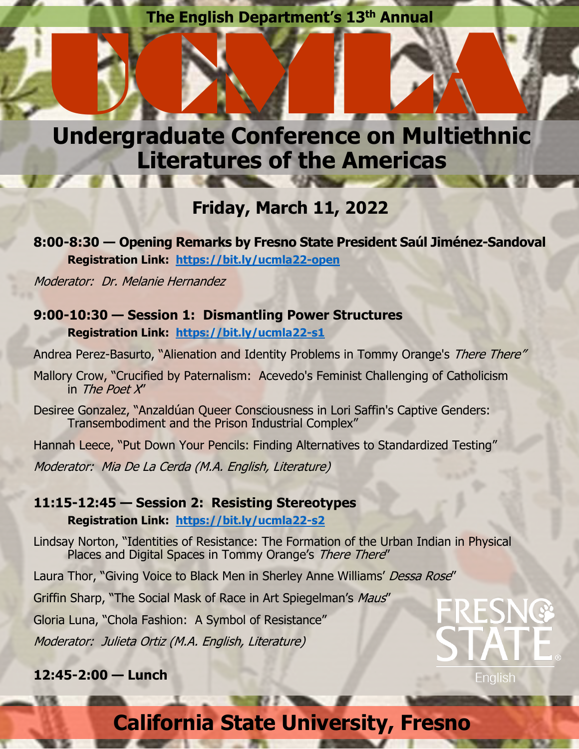The English Department's 13th Annual

# UCMLA

## Undergraduate Conference on Multiethnic Literatures of the Americas

### Friday, March 11, 2022

**8:00-8:30 — Opening Remarks by Fresno State President Saúl Jiménez-Sandoval**

**Registration Link: https://bit.ly/ucmla22-open**

*Moderator: Dr. Melanie Hernandez*

**9:00-10:30 — Session 1: Dismantling Power Structures**

**Registration Link: https://bit.ly/ucmla22-s1**

Andrea Perez-Basurto, "Alienation and Identity Problems in Tommy Orange's *There There*"

Mallory Crow, "Crucified by Paternalism: Acevedo's Feminist Challenging of Catholicism in *The Poet X*"

Desiree Gonzalez, "Anzaldúan Queer Consciousness in Lori Saffin's Captive Genders: Transembodiment and the Prison Industrial Complex"

Hannah Leece, "Put Down Your Pencils: Finding Alternatives to Standardized Testing"

*Moderator: Mia De La Cerda (M.A. English, Literature)*

**11:15-12:45 — Session 2: Resisting Stereotypes**

**Registration Link: https://bit.ly/ucmla22-s2**

Lindsay Norton, "Identities of Resistance: The Formation of the Urban Indian in Physical Places and Digital Spaces in Tommy Orange's *There There*"

Laura Thor, "Giving Voice to Black Men in Sherley Anne Williams' *Dessa Rose*"

Griffin Sharp, "The Social Mask of Race in Art Spiegelman's *Maus*"

Gloria Luna, "Chola Fashion: A Symbol of Resistance"

*Moderator: Julieta Ortiz (M.A. English, Literature)*

**12:45-2:00 — Lunch**

Fresno State English

**California State University, Fresno**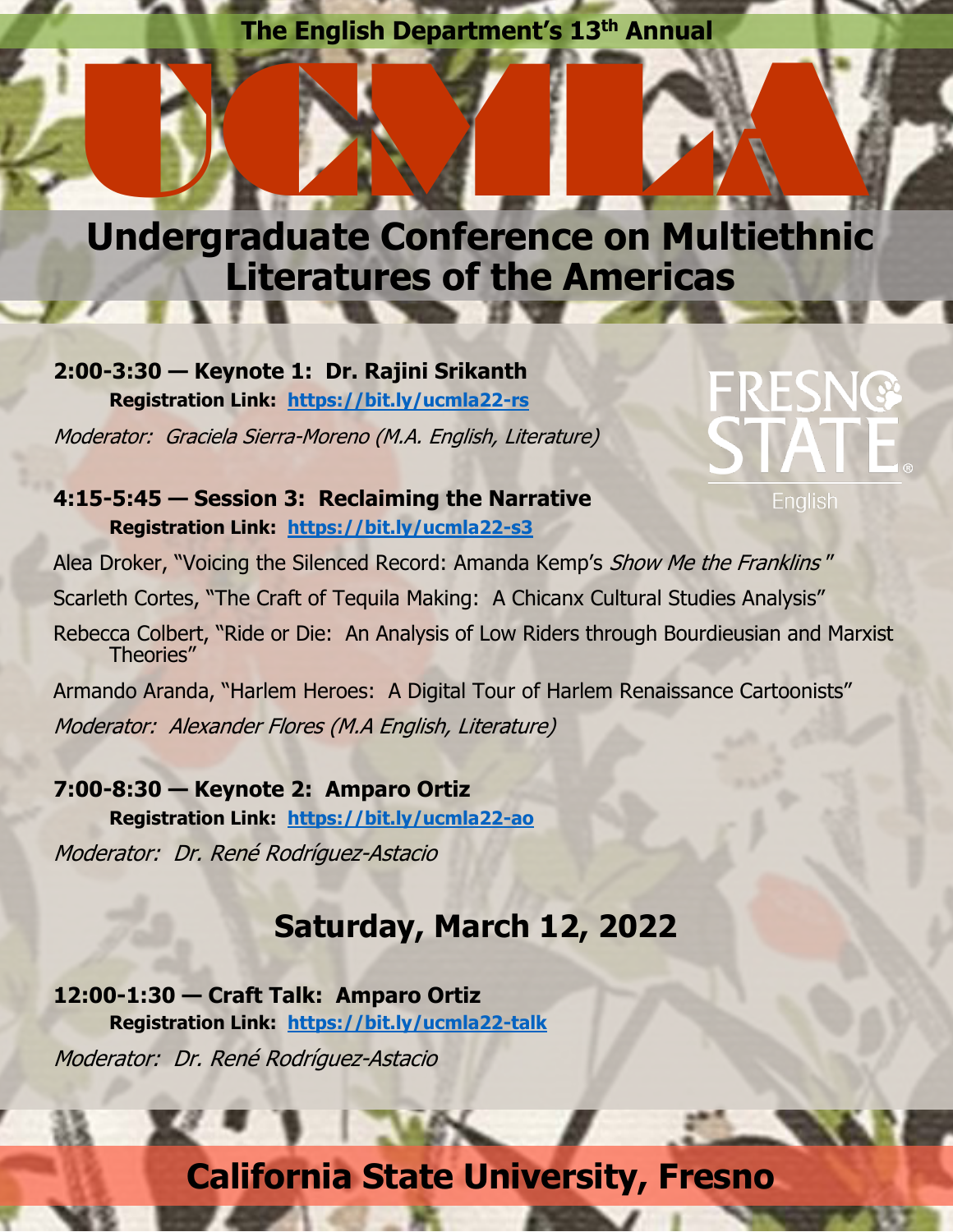The English Department's 13th Annual

# UCMLA

## Undergraduate Conference on Multiethnic Literatures of the Americas

FRESNO STATE English

**2:00-3:30 — Keynote 1: Dr. Rajini Srikanth**
**Registration Link: https://bit.ly/ucmla22-rs**

*Moderator: Graciela Sierra-Moreno (M.A. English, Literature)*

**4:15-5:45 — Session 3: Reclaiming the Narrative**
**Registration Link: https://bit.ly/ucmla22-s3**

Alea Droker, "Voicing the Silenced Record: Amanda Kemp's *Show Me the Franklins*"

Scarleth Cortes, "The Craft of Tequila Making: A Chicanx Cultural Studies Analysis"

Rebecca Colbert, "Ride or Die: An Analysis of Low Riders through Bourdieusian and Marxist Theories"

Armando Aranda, "Harlem Heroes: A Digital Tour of Harlem Renaissance Cartoonists"

*Moderator: Alexander Flores (M.A English, Literature)*

**7:00-8:30 — Keynote 2: Amparo Ortiz**
**Registration Link: https://bit.ly/ucmla22-ao**

*Moderator: Dr. René Rodríguez-Astacio*

## Saturday, March 12, 2022

**12:00-1:30 — Craft Talk: Amparo Ortiz**
**Registration Link: https://bit.ly/ucmla22-talk**

*Moderator: Dr. René Rodríguez-Astacio*

## California State University, Fresno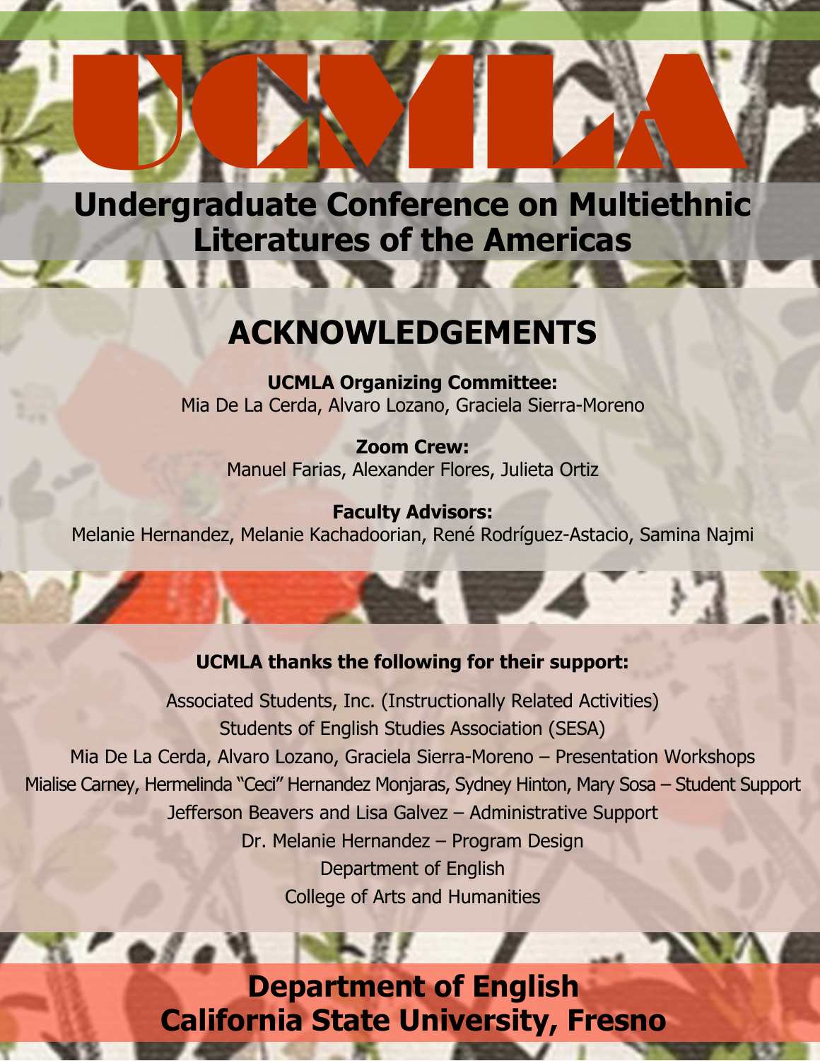# UCMLA

## Undergraduate Conference on Multiethnic Literatures of the Americas

## ACKNOWLEDGEMENTS

**UCMLA Organizing Committee:**
Mia De La Cerda, Alvaro Lozano, Graciela Sierra-Moreno

**Zoom Crew:**
Manuel Farias, Alexander Flores, Julieta Ortiz

**Faculty Advisors:**
Melanie Hernandez, Melanie Kachadoorian, René Rodríguez-Astacio, Samina Najmi

**UCMLA thanks the following for their support:**

Associated Students, Inc. (Instructionally Related Activities)
Students of English Studies Association (SESA)
Mia De La Cerda, Alvaro Lozano, Graciela Sierra-Moreno – Presentation Workshops
Mialise Carney, Hermelinda "Ceci" Hernandez Monjaras, Sydney Hinton, Mary Sosa – Student Support
Jefferson Beavers and Lisa Galvez – Administrative Support
Dr. Melanie Hernandez – Program Design
Department of English
College of Arts and Humanities

**Department of English**
**California State University, Fresno**